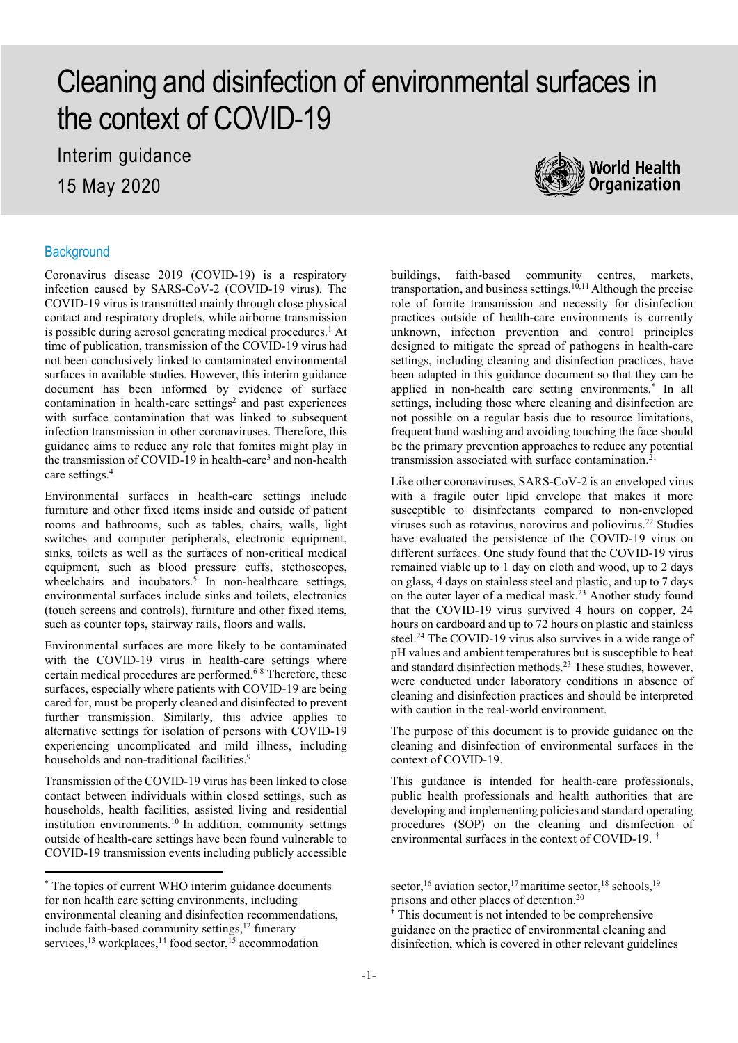# Cleaning and disinfection of environmental surfaces in the context of COVID-19

Interim guidance

15 May 2020

## Background

Coronavirus disease 2019 (COVID-19) is a respiratory infection caused by SARS-CoV-2 (COVID-19 virus). The COVID-19 virus is transmitted mainly through close physical contact and respiratory droplets, while airborne transmission is possible during aerosol generating medical procedures.[1] At time of publication, transmission of the COVID-19 virus had not been conclusively linked to contaminated environmental surfaces in available studies. However, this interim guidance document has been informed by evidence of surface contamination in health-care settings[2] and past experiences with surface contamination that was linked to subsequent infection transmission in other coronaviruses. Therefore, this guidance aims to reduce any role that fomites might play in the transmission of COVID-19 in health-care[3] and non-health care settings.[4]

Environmental surfaces in health-care settings include furniture and other fixed items inside and outside of patient rooms and bathrooms, such as tables, chairs, walls, light switches and computer peripherals, electronic equipment, sinks, toilets as well as the surfaces of non-critical medical equipment, such as blood pressure cuffs, stethoscopes, wheelchairs and incubators.[5] In non-healthcare settings, environmental surfaces include sinks and toilets, electronics (touch screens and controls), furniture and other fixed items, such as counter tops, stairway rails, floors and walls.

Environmental surfaces are more likely to be contaminated with the COVID-19 virus in health-care settings where certain medical procedures are performed.[6-8] Therefore, these surfaces, especially where patients with COVID-19 are being cared for, must be properly cleaned and disinfected to prevent further transmission. Similarly, this advice applies to alternative settings for isolation of persons with COVID-19 experiencing uncomplicated and mild illness, including households and non-traditional facilities.[9]

Transmission of the COVID-19 virus has been linked to close contact between individuals within closed settings, such as households, health facilities, assisted living and residential institution environments.[10] In addition, community settings outside of health-care settings have been found vulnerable to COVID-19 transmission events including publicly accessible buildings, faith-based community centres, markets, transportation, and business settings.[10,11] Although the precise role of fomite transmission and necessity for disinfection practices outside of health-care environments is currently unknown, infection prevention and control principles designed to mitigate the spread of pathogens in health-care settings, including cleaning and disinfection practices, have been adapted in this guidance document so that they can be applied in non-health care setting environments.* In all settings, including those where cleaning and disinfection are not possible on a regular basis due to resource limitations, frequent hand washing and avoiding touching the face should be the primary prevention approaches to reduce any potential transmission associated with surface contamination.[21]

Like other coronaviruses, SARS-CoV-2 is an enveloped virus with a fragile outer lipid envelope that makes it more susceptible to disinfectants compared to non-enveloped viruses such as rotavirus, norovirus and poliovirus.[22] Studies have evaluated the persistence of the COVID-19 virus on different surfaces. One study found that the COVID-19 virus remained viable up to 1 day on cloth and wood, up to 2 days on glass, 4 days on stainless steel and plastic, and up to 7 days on the outer layer of a medical mask.[23] Another study found that the COVID-19 virus survived 4 hours on copper, 24 hours on cardboard and up to 72 hours on plastic and stainless steel.[24] The COVID-19 virus also survives in a wide range of pH values and ambient temperatures but is susceptible to heat and standard disinfection methods.[23] These studies, however, were conducted under laboratory conditions in absence of cleaning and disinfection practices and should be interpreted with caution in the real-world environment.

The purpose of this document is to provide guidance on the cleaning and disinfection of environmental surfaces in the context of COVID-19.

This guidance is intended for health-care professionals, public health professionals and health authorities that are developing and implementing policies and standard operating procedures (SOP) on the cleaning and disinfection of environmental surfaces in the context of COVID-19. †

---

* The topics of current WHO interim guidance documents for non health care setting environments, including environmental cleaning and disinfection recommendations, include faith-based community settings,[12] funerary services,[13] workplaces,[14] food sector,[15] accommodation sector,[16] aviation sector,[17] maritime sector,[18] schools,[19] prisons and other places of detention.[20]

† This document is not intended to be comprehensive guidance on the practice of environmental cleaning and disinfection, which is covered in other relevant guidelines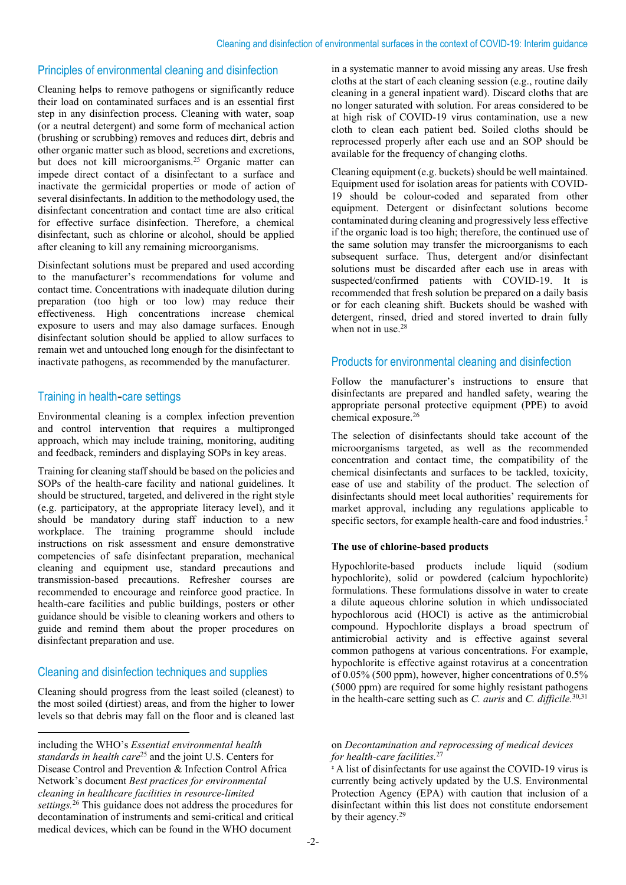## Principles of environmental cleaning and disinfection

Cleaning helps to remove pathogens or significantly reduce their load on contaminated surfaces and is an essential first step in any disinfection process. Cleaning with water, soap (or a neutral detergent) and some form of mechanical action (brushing or scrubbing) removes and reduces dirt, debris and other organic matter such as blood, secretions and excretions, but does not kill microorganisms.[25] Organic matter can impede direct contact of a disinfectant to a surface and inactivate the germicidal properties or mode of action of several disinfectants. In addition to the methodology used, the disinfectant concentration and contact time are also critical for effective surface disinfection. Therefore, a chemical disinfectant, such as chlorine or alcohol, should be applied after cleaning to kill any remaining microorganisms.

Disinfectant solutions must be prepared and used according to the manufacturer's recommendations for volume and contact time. Concentrations with inadequate dilution during preparation (too high or too low) may reduce their effectiveness. High concentrations increase chemical exposure to users and may also damage surfaces. Enough disinfectant solution should be applied to allow surfaces to remain wet and untouched long enough for the disinfectant to inactivate pathogens, as recommended by the manufacturer.

## Training in health-care settings

Environmental cleaning is a complex infection prevention and control intervention that requires a multipronged approach, which may include training, monitoring, auditing and feedback, reminders and displaying SOPs in key areas.

Training for cleaning staff should be based on the policies and SOPs of the health-care facility and national guidelines. It should be structured, targeted, and delivered in the right style (e.g. participatory, at the appropriate literacy level), and it should be mandatory during staff induction to a new workplace. The training programme should include instructions on risk assessment and ensure demonstrative competencies of safe disinfectant preparation, mechanical cleaning and equipment use, standard precautions and transmission-based precautions. Refresher courses are recommended to encourage and reinforce good practice. In health-care facilities and public buildings, posters or other guidance should be visible to cleaning workers and others to guide and remind them about the proper procedures on disinfectant preparation and use.

## Cleaning and disinfection techniques and supplies

Cleaning should progress from the least soiled (cleanest) to the most soiled (dirtiest) areas, and from the higher to lower levels so that debris may fall on the floor and is cleaned last in a systematic manner to avoid missing any areas. Use fresh cloths at the start of each cleaning session (e.g., routine daily cleaning in a general inpatient ward). Discard cloths that are no longer saturated with solution. For areas considered to be at high risk of COVID-19 virus contamination, use a new cloth to clean each patient bed. Soiled cloths should be reprocessed properly after each use and an SOP should be available for the frequency of changing cloths.

Cleaning equipment (e.g. buckets) should be well maintained. Equipment used for isolation areas for patients with COVID-19 should be colour-coded and separated from other equipment. Detergent or disinfectant solutions become contaminated during cleaning and progressively less effective if the organic load is too high; therefore, the continued use of the same solution may transfer the microorganisms to each subsequent surface. Thus, detergent and/or disinfectant solutions must be discarded after each use in areas with suspected/confirmed patients with COVID-19. It is recommended that fresh solution be prepared on a daily basis or for each cleaning shift. Buckets should be washed with detergent, rinsed, dried and stored inverted to drain fully when not in use.[28]

## Products for environmental cleaning and disinfection

Follow the manufacturer's instructions to ensure that disinfectants are prepared and handled safety, wearing the appropriate personal protective equipment (PPE) to avoid chemical exposure.[26]

The selection of disinfectants should take account of the microorganisms targeted, as well as the recommended concentration and contact time, the compatibility of the chemical disinfectants and surfaces to be tackled, toxicity, ease of use and stability of the product. The selection of disinfectants should meet local authorities' requirements for market approval, including any regulations applicable to specific sectors, for example health-care and food industries.[‡]

**The use of chlorine-based products**

Hypochlorite-based products include liquid (sodium hypochlorite), solid or powdered (calcium hypochlorite) formulations. These formulations dissolve in water to create a dilute aqueous chlorine solution in which undissociated hypochlorous acid (HOCl) is active as the antimicrobial compound. Hypochlorite displays a broad spectrum of antimicrobial activity and is effective against several common pathogens at various concentrations. For example, hypochlorite is effective against rotavirus at a concentration of 0.05% (500 ppm), however, higher concentrations of 0.5% (5000 ppm) are required for some highly resistant pathogens in the health-care setting such as *C. auris* and *C. difficile*.[30,31]

---

including the WHO's *Essential environmental health standards in health care*[25] and the joint U.S. Centers for Disease Control and Prevention & Infection Control Africa Network's document *Best practices for environmental cleaning in healthcare facilities in resource-limited settings.*[26] This guidance does not address the procedures for decontamination of instruments and semi-critical and critical medical devices, which can be found in the WHO document on *Decontamination and reprocessing of medical devices for health-care facilities.*[27]

[‡] A list of disinfectants for use against the COVID-19 virus is currently being actively updated by the U.S. Environmental Protection Agency (EPA) with caution that inclusion of a disinfectant within this list does not constitute endorsement by their agency.[29]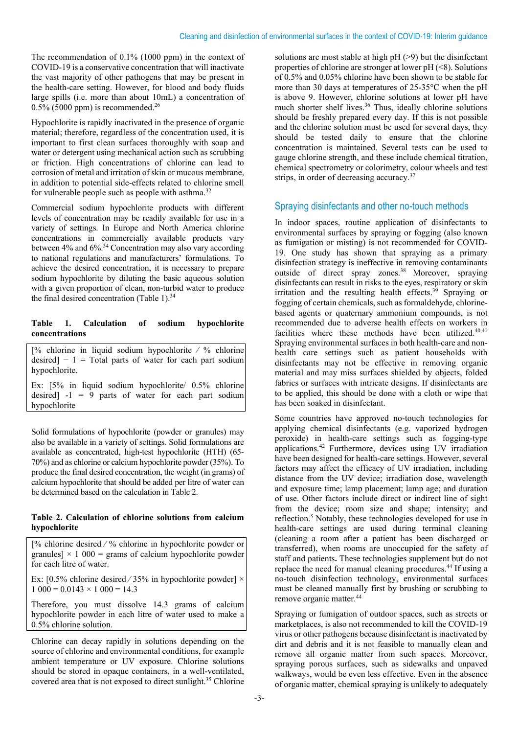The recommendation of 0.1% (1000 ppm) in the context of COVID-19 is a conservative concentration that will inactivate the vast majority of other pathogens that may be present in the health-care setting. However, for blood and body fluids large spills (i.e. more than about 10mL) a concentration of 0.5% (5000 ppm) is recommended.[26]

Hypochlorite is rapidly inactivated in the presence of organic material; therefore, regardless of the concentration used, it is important to first clean surfaces thoroughly with soap and water or detergent using mechanical action such as scrubbing or friction. High concentrations of chlorine can lead to corrosion of metal and irritation of skin or mucous membrane, in addition to potential side-effects related to chlorine smell for vulnerable people such as people with asthma.[32]

Commercial sodium hypochlorite products with different levels of concentration may be readily available for use in a variety of settings. In Europe and North America chlorine concentrations in commercially available products vary between 4% and 6%.[34] Concentration may also vary according to national regulations and manufacturers' formulations. To achieve the desired concentration, it is necessary to prepare sodium hypochlorite by diluting the basic aqueous solution with a given proportion of clean, non-turbid water to produce the final desired concentration (Table 1).[34]

**Table 1. Calculation of sodium hypochlorite concentrations**

| |
|---|
| [% chlorine in liquid sodium hypochlorite ⁄ % chlorine desired] − 1 = Total parts of water for each part sodium hypochlorite. |
| Ex: [5% in liquid sodium hypochlorite/ 0.5% chlorine desired] -1 = 9 parts of water for each part sodium hypochlorite |

Solid formulations of hypochlorite (powder or granules) may also be available in a variety of settings. Solid formulations are available as concentrated, high-test hypochlorite (HTH) (65-70%) and as chlorine or calcium hypochlorite powder (35%). To produce the final desired concentration, the weight (in grams) of calcium hypochlorite that should be added per litre of water can be determined based on the calculation in Table 2.

**Table 2. Calculation of chlorine solutions from calcium hypochlorite**

| |
|---|
| [% chlorine desired ⁄ % chlorine in hypochlorite powder or granules] × 1 000 = grams of calcium hypochlorite powder for each litre of water. |
| Ex: [0.5% chlorine desired ⁄ 35% in hypochlorite powder] × 1 000 = 0.0143 × 1 000 = 14.3 |
| Therefore, you must dissolve 14.3 grams of calcium hypochlorite powder in each litre of water used to make a 0.5% chlorine solution. |

Chlorine can decay rapidly in solutions depending on the source of chlorine and environmental conditions, for example ambient temperature or UV exposure. Chlorine solutions should be stored in opaque containers, in a well-ventilated, covered area that is not exposed to direct sunlight.[35] Chlorine solutions are most stable at high pH (>9) but the disinfectant properties of chlorine are stronger at lower pH (<8). Solutions of 0.5% and 0.05% chlorine have been shown to be stable for more than 30 days at temperatures of 25-35°C when the pH is above 9. However, chlorine solutions at lower pH have much shorter shelf lives.[36] Thus, ideally chlorine solutions should be freshly prepared every day. If this is not possible and the chlorine solution must be used for several days, they should be tested daily to ensure that the chlorine concentration is maintained. Several tests can be used to gauge chlorine strength, and these include chemical titration, chemical spectrometry or colorimetry, colour wheels and test strips, in order of decreasing accuracy.[37]

## Spraying disinfectants and other no-touch methods

In indoor spaces, routine application of disinfectants to environmental surfaces by spraying or fogging (also known as fumigation or misting) is not recommended for COVID-19. One study has shown that spraying as a primary disinfection strategy is ineffective in removing contaminants outside of direct spray zones.[38] Moreover, spraying disinfectants can result in risks to the eyes, respiratory or skin irritation and the resulting health effects.[39] Spraying or fogging of certain chemicals, such as formaldehyde, chlorine-based agents or quaternary ammonium compounds, is not recommended due to adverse health effects on workers in facilities where these methods have been utilized.[40,41] Spraying environmental surfaces in both health-care and non-health care settings such as patient households with disinfectants may not be effective in removing organic material and may miss surfaces shielded by objects, folded fabrics or surfaces with intricate designs. If disinfectants are to be applied, this should be done with a cloth or wipe that has been soaked in disinfectant.

Some countries have approved no-touch technologies for applying chemical disinfectants (e.g. vaporized hydrogen peroxide) in health-care settings such as fogging-type applications.[42] Furthermore, devices using UV irradiation have been designed for health-care settings. However, several factors may affect the efficacy of UV irradiation, including distance from the UV device; irradiation dose, wavelength and exposure time; lamp placement; lamp age; and duration of use. Other factors include direct or indirect line of sight from the device; room size and shape; intensity; and reflection.[5] Notably, these technologies developed for use in health-care settings are used during terminal cleaning (cleaning a room after a patient has been discharged or transferred), when rooms are unoccupied for the safety of staff and patients**.** These technologies supplement but do not replace the need for manual cleaning procedures.[44] If using a no-touch disinfection technology, environmental surfaces must be cleaned manually first by brushing or scrubbing to remove organic matter.[44]

Spraying or fumigation of outdoor spaces, such as streets or marketplaces, is also not recommended to kill the COVID-19 virus or other pathogens because disinfectant is inactivated by dirt and debris and it is not feasible to manually clean and remove all organic matter from such spaces. Moreover, spraying porous surfaces, such as sidewalks and unpaved walkways, would be even less effective. Even in the absence of organic matter, chemical spraying is unlikely to adequately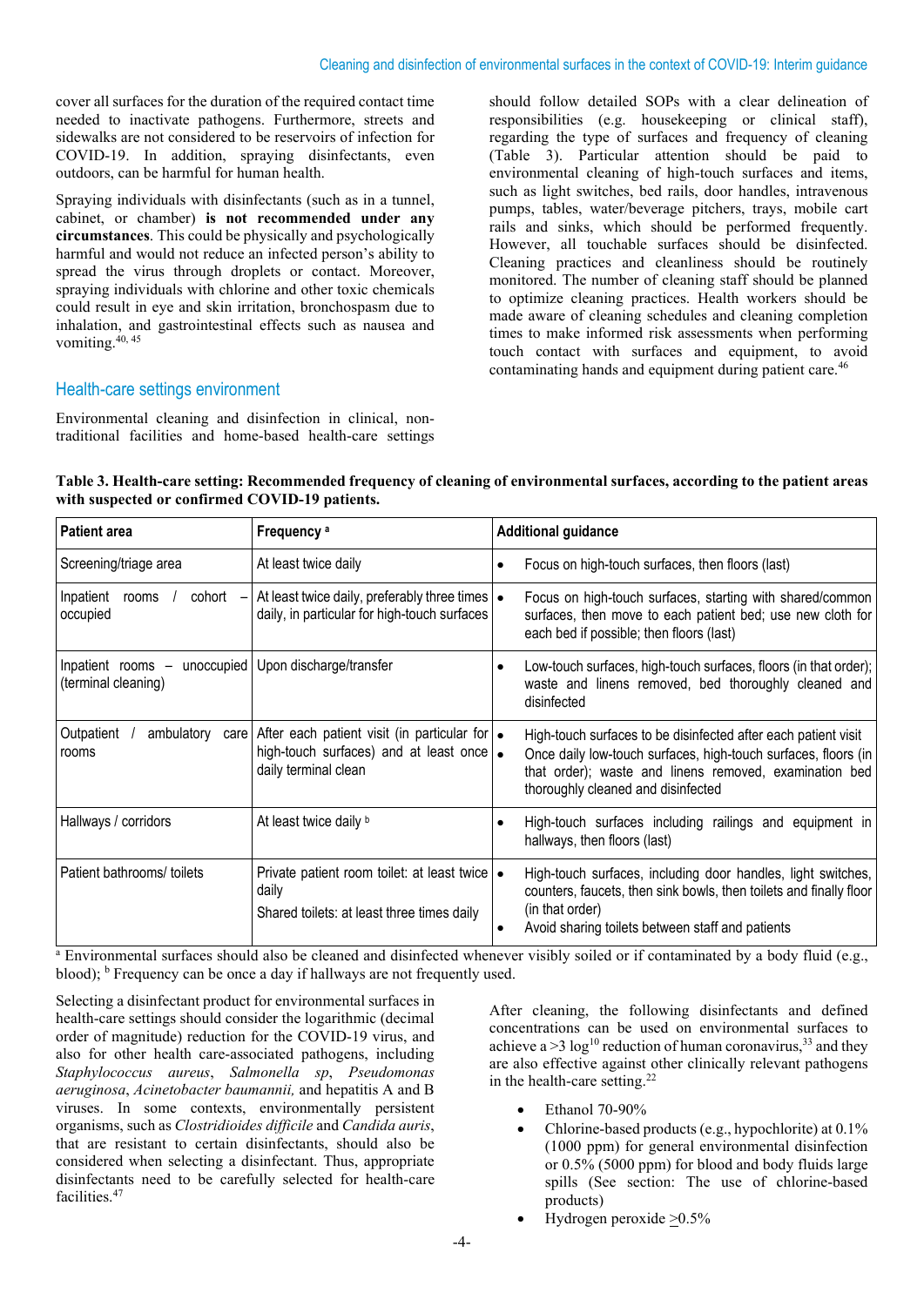cover all surfaces for the duration of the required contact time needed to inactivate pathogens. Furthermore, streets and sidewalks are not considered to be reservoirs of infection for COVID-19. In addition, spraying disinfectants, even outdoors, can be harmful for human health.

Spraying individuals with disinfectants (such as in a tunnel, cabinet, or chamber) **is not recommended under any circumstances**. This could be physically and psychologically harmful and would not reduce an infected person's ability to spread the virus through droplets or contact. Moreover, spraying individuals with chlorine and other toxic chemicals could result in eye and skin irritation, bronchospasm due to inhalation, and gastrointestinal effects such as nausea and vomiting.[40, 45]

## Health-care settings environment

Environmental cleaning and disinfection in clinical, non-traditional facilities and home-based health-care settings should follow detailed SOPs with a clear delineation of responsibilities (e.g. housekeeping or clinical staff), regarding the type of surfaces and frequency of cleaning (Table 3). Particular attention should be paid to environmental cleaning of high-touch surfaces and items, such as light switches, bed rails, door handles, intravenous pumps, tables, water/beverage pitchers, trays, mobile cart rails and sinks, which should be performed frequently. However, all touchable surfaces should be disinfected. Cleaning practices and cleanliness should be routinely monitored. The number of cleaning staff should be planned to optimize cleaning practices. Health workers should be made aware of cleaning schedules and cleaning completion times to make informed risk assessments when performing touch contact with surfaces and equipment, to avoid contaminating hands and equipment during patient care.[46]

**Table 3. Health-care setting: Recommended frequency of cleaning of environmental surfaces, according to the patient areas with suspected or confirmed COVID-19 patients.**

| Patient area | Frequency [a] | Additional guidance |
|---|---|---|
| Screening/triage area | At least twice daily | • Focus on high-touch surfaces, then floors (last) |
| Inpatient rooms / cohort – occupied | At least twice daily, preferably three times daily, in particular for high-touch surfaces | • Focus on high-touch surfaces, starting with shared/common surfaces, then move to each patient bed; use new cloth for each bed if possible; then floors (last) |
| Inpatient rooms – unoccupied (terminal cleaning) | Upon discharge/transfer | • Low-touch surfaces, high-touch surfaces, floors (in that order); waste and linens removed, bed thoroughly cleaned and disinfected |
| Outpatient / ambulatory care rooms | After each patient visit (in particular for high-touch surfaces) and at least once daily terminal clean | • High-touch surfaces to be disinfected after each patient visit<br>• Once daily low-touch surfaces, high-touch surfaces, floors (in that order); waste and linens removed, examination bed thoroughly cleaned and disinfected |
| Hallways / corridors | At least twice daily [b] | • High-touch surfaces including railings and equipment in hallways, then floors (last) |
| Patient bathrooms/ toilets | Private patient room toilet: at least twice daily<br>Shared toilets: at least three times daily | • High-touch surfaces, including door handles, light switches, counters, faucets, then sink bowls, then toilets and finally floor (in that order)<br>• Avoid sharing toilets between staff and patients |

[a] Environmental surfaces should also be cleaned and disinfected whenever visibly soiled or if contaminated by a body fluid (e.g., blood); [b] Frequency can be once a day if hallways are not frequently used.

Selecting a disinfectant product for environmental surfaces in health-care settings should consider the logarithmic (decimal order of magnitude) reduction for the COVID-19 virus, and also for other health care-associated pathogens, including *Staphylococcus aureus*, *Salmonella sp*, *Pseudomonas aeruginosa*, *Acinetobacter baumannii,* and hepatitis A and B viruses. In some contexts, environmentally persistent organisms, such as *Clostridioides difficile* and *Candida auris*, that are resistant to certain disinfectants, should also be considered when selecting a disinfectant. Thus, appropriate disinfectants need to be carefully selected for health-care facilities.[47]

After cleaning, the following disinfectants and defined concentrations can be used on environmental surfaces to achieve a $>3 \log^{10}$ reduction of human coronavirus,[33] and they are also effective against other clinically relevant pathogens in the health-care setting.[22]

- Ethanol 70-90%
- Chlorine-based products (e.g., hypochlorite) at 0.1% (1000 ppm) for general environmental disinfection or 0.5% (5000 ppm) for blood and body fluids large spills (See section: The use of chlorine-based products)
- Hydrogen peroxide $\geq$0.5%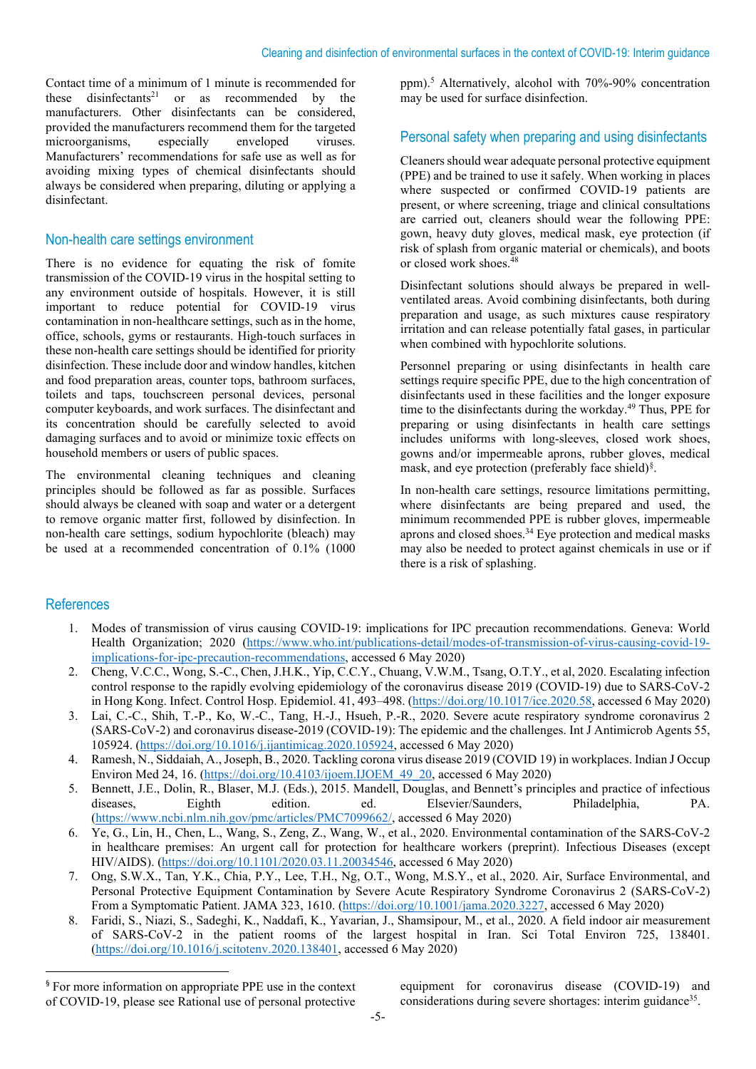Contact time of a minimum of 1 minute is recommended for these disinfectants[21] or as recommended by the manufacturers. Other disinfectants can be considered, provided the manufacturers recommend them for the targeted microorganisms, especially enveloped viruses. Manufacturers' recommendations for safe use as well as for avoiding mixing types of chemical disinfectants should always be considered when preparing, diluting or applying a disinfectant.

## Non-health care settings environment

There is no evidence for equating the risk of fomite transmission of the COVID-19 virus in the hospital setting to any environment outside of hospitals. However, it is still important to reduce potential for COVID-19 virus contamination in non-healthcare settings, such as in the home, office, schools, gyms or restaurants. High-touch surfaces in these non-health care settings should be identified for priority disinfection. These include door and window handles, kitchen and food preparation areas, counter tops, bathroom surfaces, toilets and taps, touchscreen personal devices, personal computer keyboards, and work surfaces. The disinfectant and its concentration should be carefully selected to avoid damaging surfaces and to avoid or minimize toxic effects on household members or users of public spaces.

The environmental cleaning techniques and cleaning principles should be followed as far as possible. Surfaces should always be cleaned with soap and water or a detergent to remove organic matter first, followed by disinfection. In non-health care settings, sodium hypochlorite (bleach) may be used at a recommended concentration of 0.1% (1000 ppm).[5] Alternatively, alcohol with 70%-90% concentration may be used for surface disinfection.

## Personal safety when preparing and using disinfectants

Cleaners should wear adequate personal protective equipment (PPE) and be trained to use it safely. When working in places where suspected or confirmed COVID-19 patients are present, or where screening, triage and clinical consultations are carried out, cleaners should wear the following PPE: gown, heavy duty gloves, medical mask, eye protection (if risk of splash from organic material or chemicals), and boots or closed work shoes.[48]

Disinfectant solutions should always be prepared in well-ventilated areas. Avoid combining disinfectants, both during preparation and usage, as such mixtures cause respiratory irritation and can release potentially fatal gases, in particular when combined with hypochlorite solutions.

Personnel preparing or using disinfectants in health care settings require specific PPE, due to the high concentration of disinfectants used in these facilities and the longer exposure time to the disinfectants during the workday.[49] Thus, PPE for preparing or using disinfectants in health care settings includes uniforms with long-sleeves, closed work shoes, gowns and/or impermeable aprons, rubber gloves, medical mask, and eye protection (preferably face shield)[§].

In non-health care settings, resource limitations permitting, where disinfectants are being prepared and used, the minimum recommended PPE is rubber gloves, impermeable aprons and closed shoes.[34] Eye protection and medical masks may also be needed to protect against chemicals in use or if there is a risk of splashing.

## References

1. Modes of transmission of virus causing COVID-19: implications for IPC precaution recommendations. Geneva: World Health Organization; 2020 (https://www.who.int/publications-detail/modes-of-transmission-of-virus-causing-covid-19-implications-for-ipc-precaution-recommendations, accessed 6 May 2020)
2. Cheng, V.C.C., Wong, S.-C., Chen, J.H.K., Yip, C.C.Y., Chuang, V.W.M., Tsang, O.T.Y., et al, 2020. Escalating infection control response to the rapidly evolving epidemiology of the coronavirus disease 2019 (COVID-19) due to SARS-CoV-2 in Hong Kong. Infect. Control Hosp. Epidemiol. 41, 493–498. (https://doi.org/10.1017/ice.2020.58, accessed 6 May 2020)
3. Lai, C.-C., Shih, T.-P., Ko, W.-C., Tang, H.-J., Hsueh, P.-R., 2020. Severe acute respiratory syndrome coronavirus 2 (SARS-CoV-2) and coronavirus disease-2019 (COVID-19): The epidemic and the challenges. Int J Antimicrob Agents 55, 105924. (https://doi.org/10.1016/j.ijantimicag.2020.105924, accessed 6 May 2020)
4. Ramesh, N., Siddaiah, A., Joseph, B., 2020. Tackling corona virus disease 2019 (COVID 19) in workplaces. Indian J Occup Environ Med 24, 16. (https://doi.org/10.4103/ijoem.IJOEM_49_20, accessed 6 May 2020)
5. Bennett, J.E., Dolin, R., Blaser, M.J. (Eds.), 2015. Mandell, Douglas, and Bennett's principles and practice of infectious diseases, Eighth edition. ed. Elsevier/Saunders, Philadelphia, PA. (https://www.ncbi.nlm.nih.gov/pmc/articles/PMC7099662/, accessed 6 May 2020)
6. Ye, G., Lin, H., Chen, L., Wang, S., Zeng, Z., Wang, W., et al., 2020. Environmental contamination of the SARS-CoV-2 in healthcare premises: An urgent call for protection for healthcare workers (preprint). Infectious Diseases (except HIV/AIDS). (https://doi.org/10.1101/2020.03.11.20034546, accessed 6 May 2020)
7. Ong, S.W.X., Tan, Y.K., Chia, P.Y., Lee, T.H., Ng, O.T., Wong, M.S.Y., et al., 2020. Air, Surface Environmental, and Personal Protective Equipment Contamination by Severe Acute Respiratory Syndrome Coronavirus 2 (SARS-CoV-2) From a Symptomatic Patient. JAMA 323, 1610. (https://doi.org/10.1001/jama.2020.3227, accessed 6 May 2020)
8. Faridi, S., Niazi, S., Sadeghi, K., Naddafi, K., Yavarian, J., Shamsipour, M., et al., 2020. A field indoor air measurement of SARS-CoV-2 in the patient rooms of the largest hospital in Iran. Sci Total Environ 725, 138401. (https://doi.org/10.1016/j.scitotenv.2020.138401, accessed 6 May 2020)

---

[§] For more information on appropriate PPE use in the context of COVID-19, please see Rational use of personal protective equipment for coronavirus disease (COVID-19) and considerations during severe shortages: interim guidance[35].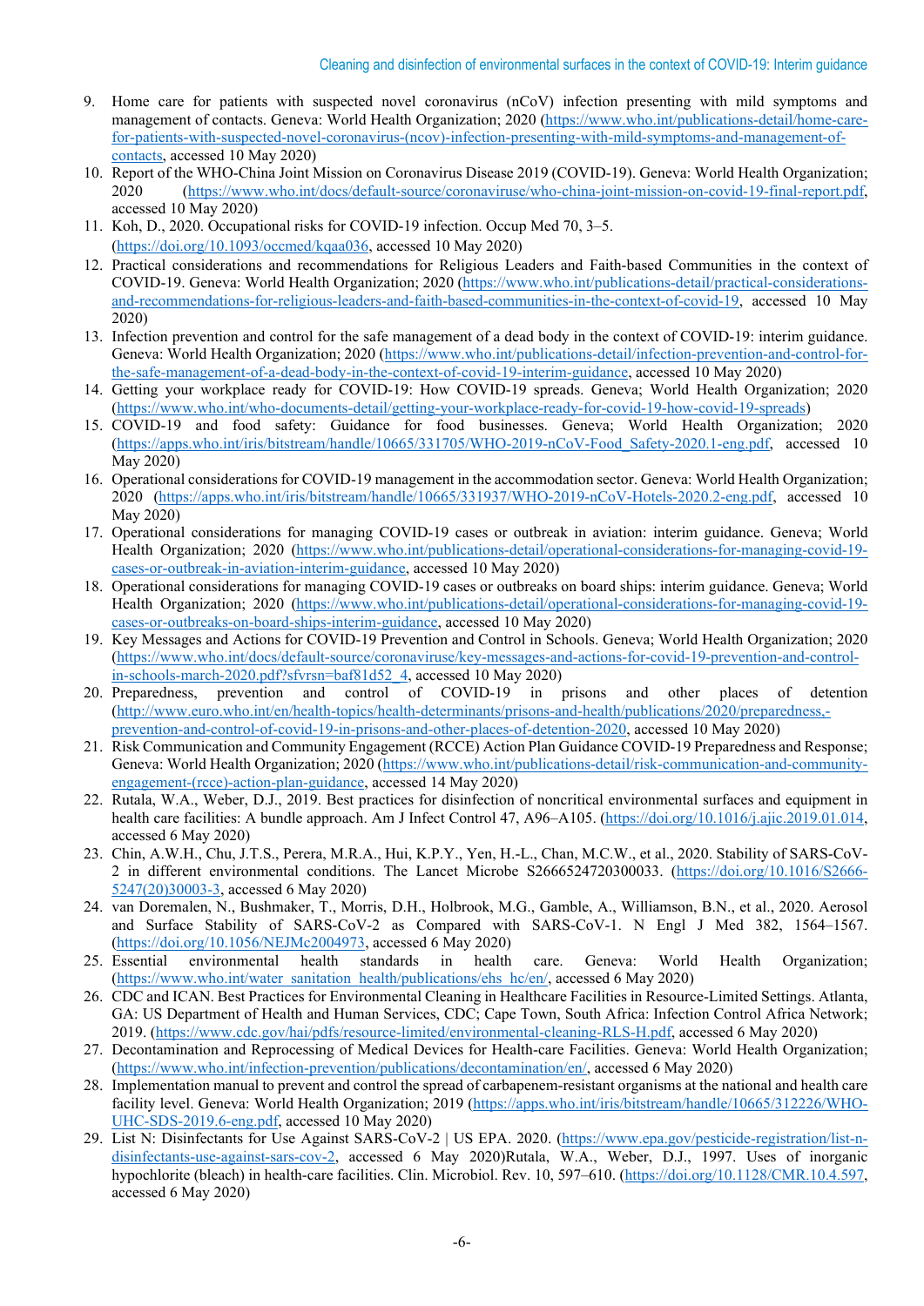9. Home care for patients with suspected novel coronavirus (nCoV) infection presenting with mild symptoms and management of contacts. Geneva: World Health Organization; 2020 (https://www.who.int/publications-detail/home-care-for-patients-with-suspected-novel-coronavirus-(ncov)-infection-presenting-with-mild-symptoms-and-management-of-contacts, accessed 10 May 2020)
10. Report of the WHO-China Joint Mission on Coronavirus Disease 2019 (COVID-19). Geneva: World Health Organization; 2020 (https://www.who.int/docs/default-source/coronaviruse/who-china-joint-mission-on-covid-19-final-report.pdf, accessed 10 May 2020)
11. Koh, D., 2020. Occupational risks for COVID-19 infection. Occup Med 70, 3–5. (https://doi.org/10.1093/occmed/kqaa036, accessed 10 May 2020)
12. Practical considerations and recommendations for Religious Leaders and Faith-based Communities in the context of COVID-19. Geneva: World Health Organization; 2020 (https://www.who.int/publications-detail/practical-considerations-and-recommendations-for-religious-leaders-and-faith-based-communities-in-the-context-of-covid-19, accessed 10 May 2020)
13. Infection prevention and control for the safe management of a dead body in the context of COVID-19: interim guidance. Geneva: World Health Organization; 2020 (https://www.who.int/publications-detail/infection-prevention-and-control-for-the-safe-management-of-a-dead-body-in-the-context-of-covid-19-interim-guidance, accessed 10 May 2020)
14. Getting your workplace ready for COVID-19: How COVID-19 spreads. Geneva; World Health Organization; 2020 (https://www.who.int/who-documents-detail/getting-your-workplace-ready-for-covid-19-how-covid-19-spreads)
15. COVID-19 and food safety: Guidance for food businesses. Geneva; World Health Organization; 2020 (https://apps.who.int/iris/bitstream/handle/10665/331705/WHO-2019-nCoV-Food_Safety-2020.1-eng.pdf, accessed 10 May 2020)
16. Operational considerations for COVID-19 management in the accommodation sector. Geneva: World Health Organization; 2020 (https://apps.who.int/iris/bitstream/handle/10665/331937/WHO-2019-nCoV-Hotels-2020.2-eng.pdf, accessed 10 May 2020)
17. Operational considerations for managing COVID-19 cases or outbreak in aviation: interim guidance. Geneva; World Health Organization; 2020 (https://www.who.int/publications-detail/operational-considerations-for-managing-covid-19-cases-or-outbreak-in-aviation-interim-guidance, accessed 10 May 2020)
18. Operational considerations for managing COVID-19 cases or outbreaks on board ships: interim guidance. Geneva; World Health Organization; 2020 (https://www.who.int/publications-detail/operational-considerations-for-managing-covid-19-cases-or-outbreaks-on-board-ships-interim-guidance, accessed 10 May 2020)
19. Key Messages and Actions for COVID-19 Prevention and Control in Schools. Geneva; World Health Organization; 2020 (https://www.who.int/docs/default-source/coronaviruse/key-messages-and-actions-for-covid-19-prevention-and-control-in-schools-march-2020.pdf?sfvrsn=baf81d52_4, accessed 10 May 2020)
20. Preparedness, prevention and control of COVID-19 in prisons and other places of detention (http://www.euro.who.int/en/health-topics/health-determinants/prisons-and-health/publications/2020/preparedness,-prevention-and-control-of-covid-19-in-prisons-and-other-places-of-detention-2020, accessed 10 May 2020)
21. Risk Communication and Community Engagement (RCCE) Action Plan Guidance COVID-19 Preparedness and Response; Geneva: World Health Organization; 2020 (https://www.who.int/publications-detail/risk-communication-and-community-engagement-(rcce)-action-plan-guidance, accessed 14 May 2020)
22. Rutala, W.A., Weber, D.J., 2019. Best practices for disinfection of noncritical environmental surfaces and equipment in health care facilities: A bundle approach. Am J Infect Control 47, A96–A105. (https://doi.org/10.1016/j.ajic.2019.01.014, accessed 6 May 2020)
23. Chin, A.W.H., Chu, J.T.S., Perera, M.R.A., Hui, K.P.Y., Yen, H.-L., Chan, M.C.W., et al., 2020. Stability of SARS-CoV-2 in different environmental conditions. The Lancet Microbe S2666524720300033. (https://doi.org/10.1016/S2666-5247(20)30003-3, accessed 6 May 2020)
24. van Doremalen, N., Bushmaker, T., Morris, D.H., Holbrook, M.G., Gamble, A., Williamson, B.N., et al., 2020. Aerosol and Surface Stability of SARS-CoV-2 as Compared with SARS-CoV-1. N Engl J Med 382, 1564–1567. (https://doi.org/10.1056/NEJMc2004973, accessed 6 May 2020)
25. Essential environmental health standards in health care. Geneva: World Health Organization; (https://www.who.int/water_sanitation_health/publications/ehs_hc/en/, accessed 6 May 2020)
26. CDC and ICAN. Best Practices for Environmental Cleaning in Healthcare Facilities in Resource-Limited Settings. Atlanta, GA: US Department of Health and Human Services, CDC; Cape Town, South Africa: Infection Control Africa Network; 2019. (https://www.cdc.gov/hai/pdfs/resource-limited/environmental-cleaning-RLS-H.pdf, accessed 6 May 2020)
27. Decontamination and Reprocessing of Medical Devices for Health-care Facilities. Geneva: World Health Organization; (https://www.who.int/infection-prevention/publications/decontamination/en/, accessed 6 May 2020)
28. Implementation manual to prevent and control the spread of carbapenem-resistant organisms at the national and health care facility level. Geneva: World Health Organization; 2019 (https://apps.who.int/iris/bitstream/handle/10665/312226/WHO-UHC-SDS-2019.6-eng.pdf, accessed 10 May 2020)
29. List N: Disinfectants for Use Against SARS-CoV-2 | US EPA. 2020. (https://www.epa.gov/pesticide-registration/list-n-disinfectants-use-against-sars-cov-2, accessed 6 May 2020)Rutala, W.A., Weber, D.J., 1997. Uses of inorganic hypochlorite (bleach) in health-care facilities. Clin. Microbiol. Rev. 10, 597–610. (https://doi.org/10.1128/CMR.10.4.597, accessed 6 May 2020)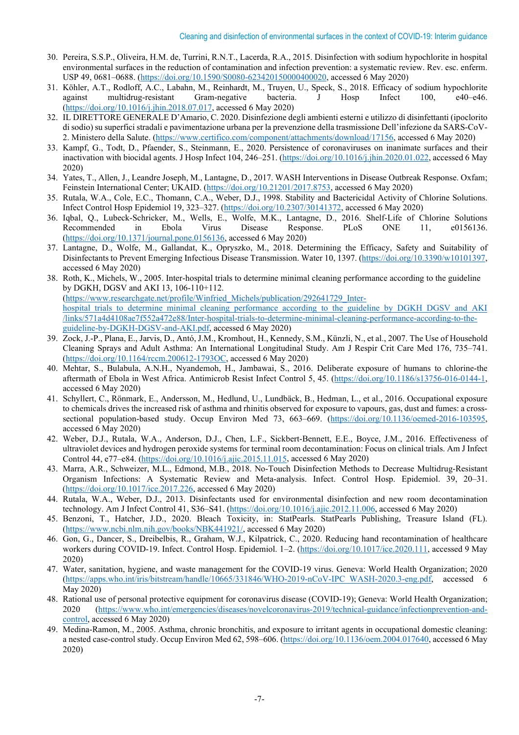30. Pereira, S.S.P., Oliveira, H.M. de, Turrini, R.N.T., Lacerda, R.A., 2015. Disinfection with sodium hypochlorite in hospital environmental surfaces in the reduction of contamination and infection prevention: a systematic review. Rev. esc. enferm. USP 49, 0681–0688. (https://doi.org/10.1590/S0080-623420150000400020, accessed 6 May 2020)
31. Köhler, A.T., Rodloff, A.C., Labahn, M., Reinhardt, M., Truyen, U., Speck, S., 2018. Efficacy of sodium hypochlorite against multidrug-resistant Gram-negative bacteria. J Hosp Infect 100, e40–e46. (https://doi.org/10.1016/j.jhin.2018.07.017, accessed 6 May 2020)
32. IL DIRETTORE GENERALE D'Amario, C. 2020. Disinfezione degli ambienti esterni e utilizzo di disinfettanti (ipoclorito di sodio) su superfici stradali e pavimentazione urbana per la prevenzione della trasmissione Dell'infezione da SARS-CoV-2. Ministero della Salute. (https://www.certifico.com/component/attachments/download/17156, accessed 6 May 2020)
33. Kampf, G., Todt, D., Pfaender, S., Steinmann, E., 2020. Persistence of coronaviruses on inanimate surfaces and their inactivation with biocidal agents. J Hosp Infect 104, 246–251. (https://doi.org/10.1016/j.jhin.2020.01.022, accessed 6 May 2020)
34. Yates, T., Allen, J., Leandre Joseph, M., Lantagne, D., 2017. WASH Interventions in Disease Outbreak Response. Oxfam; Feinstein International Center; UKAID. (https://doi.org/10.21201/2017.8753, accessed 6 May 2020)
35. Rutala, W.A., Cole, E.C., Thomann, C.A., Weber, D.J., 1998. Stability and Bactericidal Activity of Chlorine Solutions. Infect Control Hosp Epidemiol 19, 323–327. (https://doi.org/10.2307/30141372, accessed 6 May 2020)
36. Iqbal, Q., Lubeck-Schricker, M., Wells, E., Wolfe, M.K., Lantagne, D., 2016. Shelf-Life of Chlorine Solutions Recommended in Ebola Virus Disease Response. PLoS ONE 11, e0156136. (https://doi.org/10.1371/journal.pone.0156136, accessed 6 May 2020)
37. Lantagne, D., Wolfe, M., Gallandat, K., Opryszko, M., 2018. Determining the Efficacy, Safety and Suitability of Disinfectants to Prevent Emerging Infectious Disease Transmission. Water 10, 1397. (https://doi.org/10.3390/w10101397, accessed 6 May 2020)
38. Roth, K., Michels, W., 2005. Inter-hospital trials to determine minimal cleaning performance according to the guideline by DGKH, DGSV and AKI 13, 106-110+112. (https://www.researchgate.net/profile/Winfried_Michels/publication/292641729_Inter-hospital_trials_to_determine_minimal_cleaning_performance_according_to_the_guideline_by_DGKH_DGSV_and_AKI/links/571a4d4108ae7f552a472e88/Inter-hospital-trials-to-determine-minimal-cleaning-performance-according-to-the-guideline-by-DGKH-DGSV-and-AKI.pdf, accessed 6 May 2020)
39. Zock, J.-P., Plana, E., Jarvis, D., Antó, J.M., Kromhout, H., Kennedy, S.M., Künzli, N., et al., 2007. The Use of Household Cleaning Sprays and Adult Asthma: An International Longitudinal Study. Am J Respir Crit Care Med 176, 735–741. (https://doi.org/10.1164/rccm.200612-1793OC, accessed 6 May 2020)
40. Mehtar, S., Bulabula, A.N.H., Nyandemoh, H., Jambawai, S., 2016. Deliberate exposure of humans to chlorine-the aftermath of Ebola in West Africa. Antimicrob Resist Infect Control 5, 45. (https://doi.org/10.1186/s13756-016-0144-1, accessed 6 May 2020)
41. Schyllert, C., Rönmark, E., Andersson, M., Hedlund, U., Lundbäck, B., Hedman, L., et al., 2016. Occupational exposure to chemicals drives the increased risk of asthma and rhinitis observed for exposure to vapours, gas, dust and fumes: a cross-sectional population-based study. Occup Environ Med 73, 663–669. (https://doi.org/10.1136/oemed-2016-103595, accessed 6 May 2020)
42. Weber, D.J., Rutala, W.A., Anderson, D.J., Chen, L.F., Sickbert-Bennett, E.E., Boyce, J.M., 2016. Effectiveness of ultraviolet devices and hydrogen peroxide systems for terminal room decontamination: Focus on clinical trials. Am J Infect Control 44, e77–e84. (https://doi.org/10.1016/j.ajic.2015.11.015, accessed 6 May 2020)
43. Marra, A.R., Schweizer, M.L., Edmond, M.B., 2018. No-Touch Disinfection Methods to Decrease Multidrug-Resistant Organism Infections: A Systematic Review and Meta-analysis. Infect. Control Hosp. Epidemiol. 39, 20–31. (https://doi.org/10.1017/ice.2017.226, accessed 6 May 2020)
44. Rutala, W.A., Weber, D.J., 2013. Disinfectants used for environmental disinfection and new room decontamination technology. Am J Infect Control 41, S36–S41. (https://doi.org/10.1016/j.ajic.2012.11.006, accessed 6 May 2020)
45. Benzoni, T., Hatcher, J.D., 2020. Bleach Toxicity, in: StatPearls. StatPearls Publishing, Treasure Island (FL). (https://www.ncbi.nlm.nih.gov/books/NBK441921/, accessed 6 May 2020)
46. Gon, G., Dancer, S., Dreibelbis, R., Graham, W.J., Kilpatrick, C., 2020. Reducing hand recontamination of healthcare workers during COVID-19. Infect. Control Hosp. Epidemiol. 1–2. (https://doi.org/10.1017/ice.2020.111, accessed 9 May 2020)
47. Water, sanitation, hygiene, and waste management for the COVID-19 virus. Geneva: World Health Organization; 2020 (https://apps.who.int/iris/bitstream/handle/10665/331846/WHO-2019-nCoV-IPC_WASH-2020.3-eng.pdf, accessed 6 May 2020)
48. Rational use of personal protective equipment for coronavirus disease (COVID-19); Geneva: World Health Organization; 2020 (https://www.who.int/emergencies/diseases/novelcoronavirus-2019/technical-guidance/infectionprevention-and-control, accessed 6 May 2020)
49. Medina-Ramon, M., 2005. Asthma, chronic bronchitis, and exposure to irritant agents in occupational domestic cleaning: a nested case-control study. Occup Environ Med 62, 598–606. (https://doi.org/10.1136/oem.2004.017640, accessed 6 May 2020)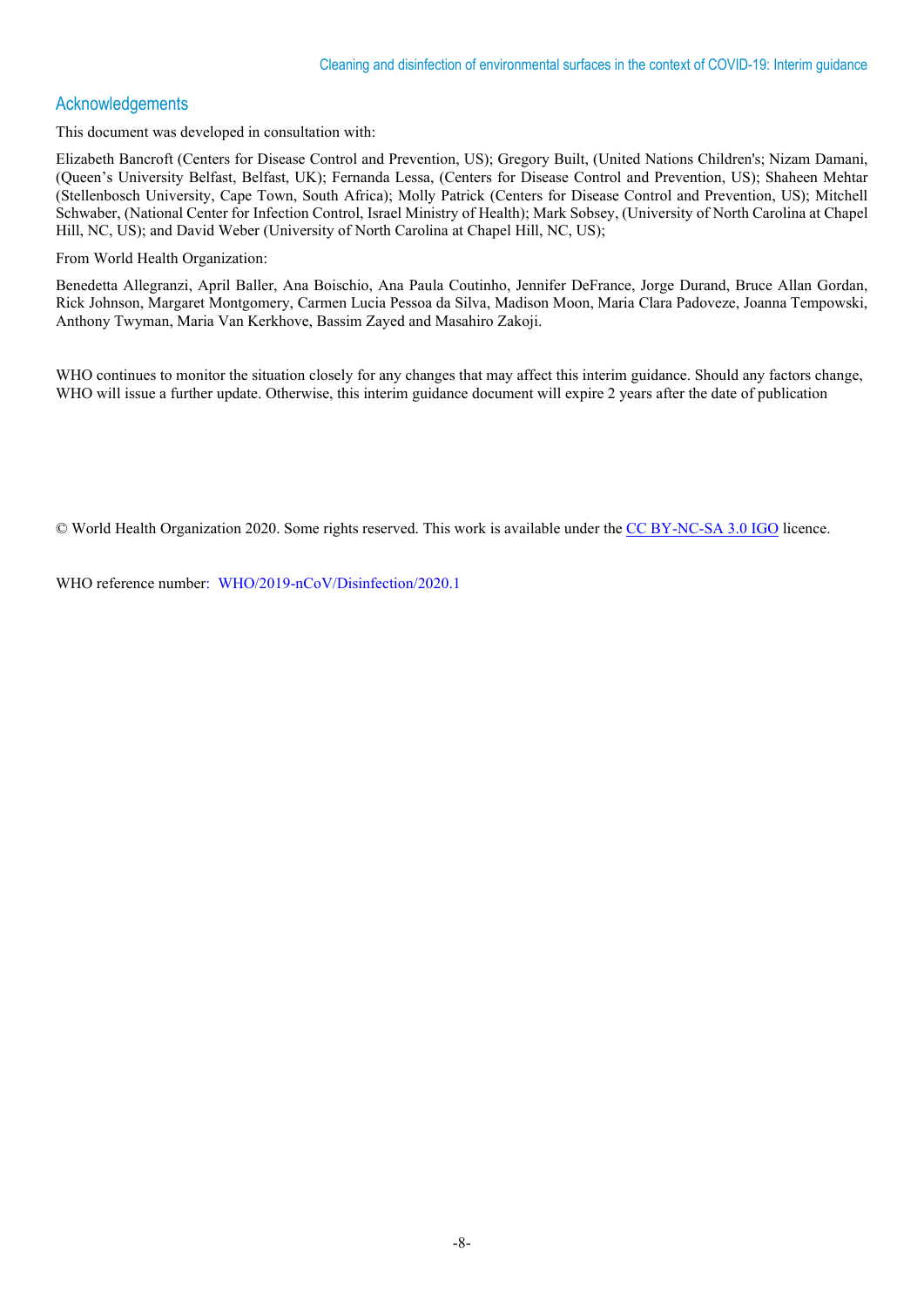## Acknowledgements

This document was developed in consultation with:

Elizabeth Bancroft (Centers for Disease Control and Prevention, US); Gregory Built, (United Nations Children's; Nizam Damani, (Queen's University Belfast, Belfast, UK); Fernanda Lessa, (Centers for Disease Control and Prevention, US); Shaheen Mehtar (Stellenbosch University, Cape Town, South Africa); Molly Patrick (Centers for Disease Control and Prevention, US); Mitchell Schwaber, (National Center for Infection Control, Israel Ministry of Health); Mark Sobsey, (University of North Carolina at Chapel Hill, NC, US); and David Weber (University of North Carolina at Chapel Hill, NC, US);

From World Health Organization:

Benedetta Allegranzi, April Baller, Ana Boischio, Ana Paula Coutinho, Jennifer DeFrance, Jorge Durand, Bruce Allan Gordan, Rick Johnson, Margaret Montgomery, Carmen Lucia Pessoa da Silva, Madison Moon, Maria Clara Padoveze, Joanna Tempowski, Anthony Twyman, Maria Van Kerkhove, Bassim Zayed and Masahiro Zakoji.

WHO continues to monitor the situation closely for any changes that may affect this interim guidance. Should any factors change, WHO will issue a further update. Otherwise, this interim guidance document will expire 2 years after the date of publication

© World Health Organization 2020. Some rights reserved. This work is available under the CC BY-NC-SA 3.0 IGO licence.

WHO reference number: WHO/2019-nCoV/Disinfection/2020.1